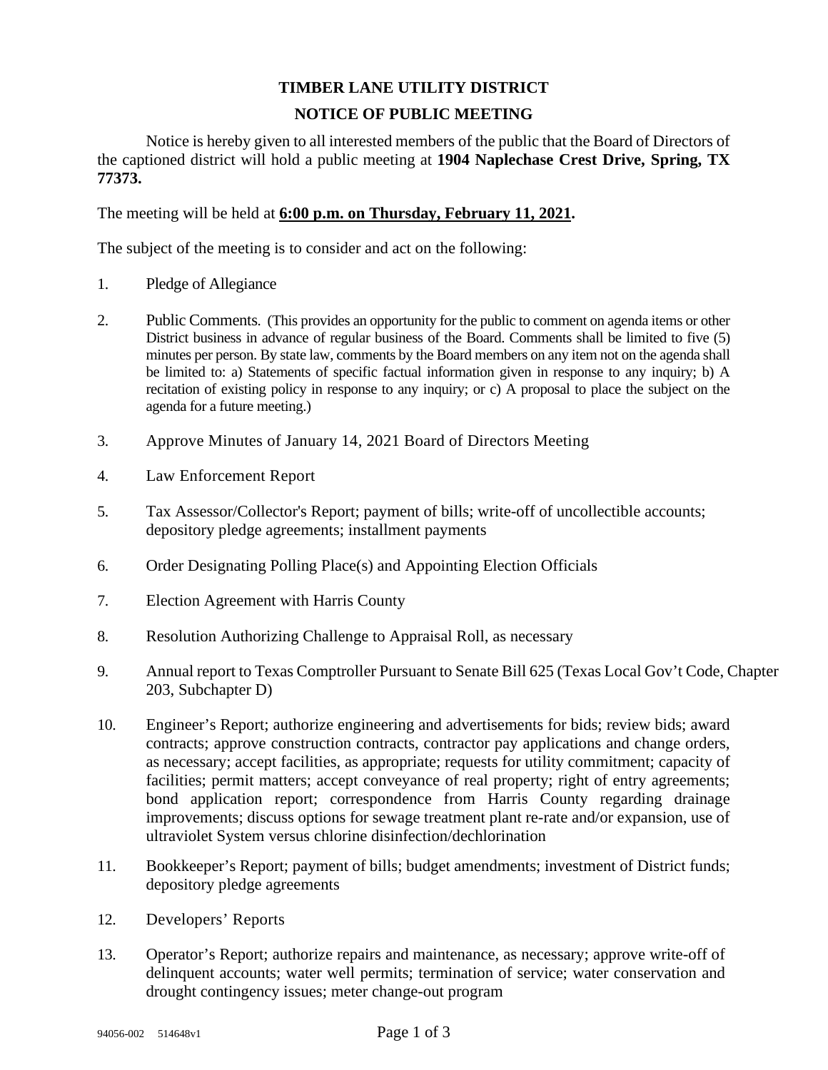# TIMBER LANE UTILITY DISTRICT

## NOTICE OF PUBLIC MEETING

Notice is hereby given to all interested members of the public that the Board of Directors of the captioned district will hold a public meeting at **1904 Naplechase Crest Drive, Spring, TX 77373.**

The meeting will be held at **6:00 p.m. on Thursday, February 11, 2021.**

The subject of the meeting is to consider and act on the following:

1. Pledge of Allegiance

2. Public Comments. (This provides an opportunity for the public to comment on agenda items or other District business in advance of regular business of the Board. Comments shall be limited to five (5) minutes per person. By state law, comments by the Board members on any item not on the agenda shall be limited to: a) Statements of specific factual information given in response to any inquiry; b) A recitation of existing policy in response to any inquiry; or c) A proposal to place the subject on the agenda for a future meeting.)

3. Approve Minutes of January 14, 2021 Board of Directors Meeting

4. Law Enforcement Report

5. Tax Assessor/Collector's Report; payment of bills; write-off of uncollectible accounts; depository pledge agreements; installment payments

6. Order Designating Polling Place(s) and Appointing Election Officials

7. Election Agreement with Harris County

8. Resolution Authorizing Challenge to Appraisal Roll, as necessary

9. Annual report to Texas Comptroller Pursuant to Senate Bill 625 (Texas Local Gov't Code, Chapter 203, Subchapter D)

10. Engineer's Report; authorize engineering and advertisements for bids; review bids; award contracts; approve construction contracts, contractor pay applications and change orders, as necessary; accept facilities, as appropriate; requests for utility commitment; capacity of facilities; permit matters; accept conveyance of real property; right of entry agreements; bond application report; correspondence from Harris County regarding drainage improvements; discuss options for sewage treatment plant re-rate and/or expansion, use of ultraviolet System versus chlorine disinfection/dechlorination

11. Bookkeeper's Report; payment of bills; budget amendments; investment of District funds; depository pledge agreements

12. Developers' Reports

13. Operator's Report; authorize repairs and maintenance, as necessary; approve write-off of delinquent accounts; water well permits; termination of service; water conservation and drought contingency issues; meter change-out program

94056-002 514648v1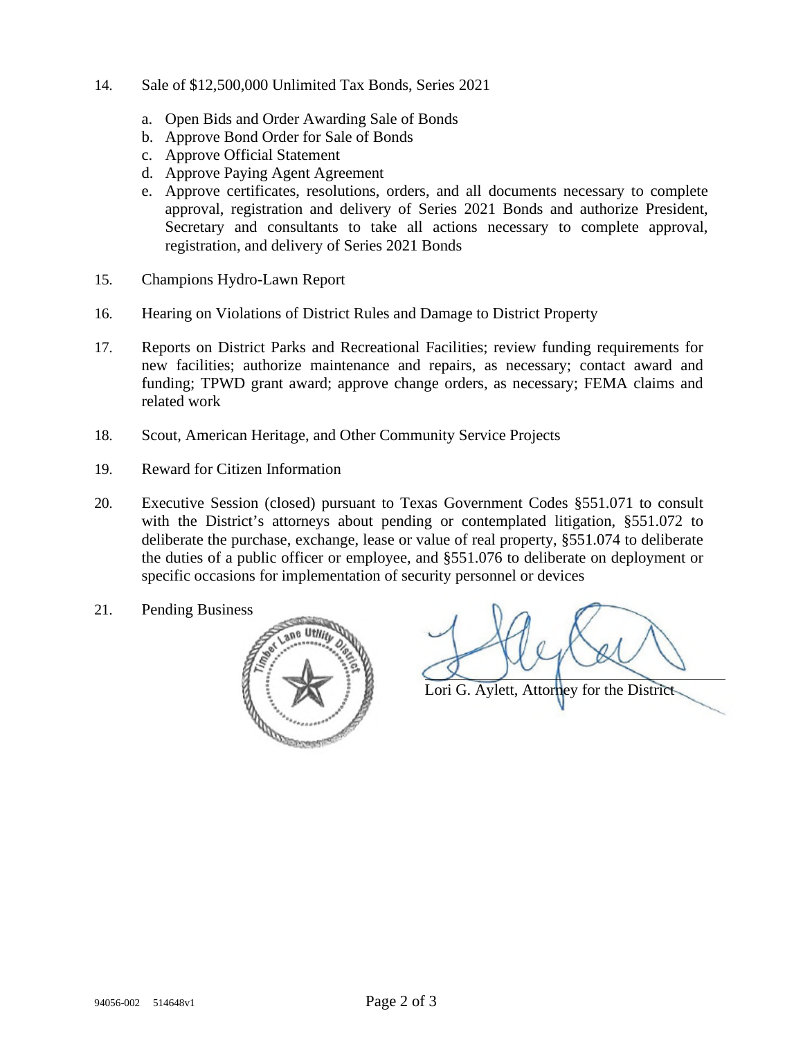14. Sale of $12,500,000 Unlimited Tax Bonds, Series 2021

    a. Open Bids and Order Awarding Sale of Bonds
    b. Approve Bond Order for Sale of Bonds
    c. Approve Official Statement
    d. Approve Paying Agent Agreement
    e. Approve certificates, resolutions, orders, and all documents necessary to complete approval, registration and delivery of Series 2021 Bonds and authorize President, Secretary and consultants to take all actions necessary to complete approval, registration, and delivery of Series 2021 Bonds

15. Champions Hydro-Lawn Report

16. Hearing on Violations of District Rules and Damage to District Property

17. Reports on District Parks and Recreational Facilities; review funding requirements for new facilities; authorize maintenance and repairs, as necessary; contact award and funding; TPWD grant award; approve change orders, as necessary; FEMA claims and related work

18. Scout, American Heritage, and Other Community Service Projects

19. Reward for Citizen Information

20. Executive Session (closed) pursuant to Texas Government Codes §551.071 to consult with the District's attorneys about pending or contemplated litigation, §551.072 to deliberate the purchase, exchange, lease or value of real property, §551.074 to deliberate the duties of a public officer or employee, and §551.076 to deliberate on deployment or specific occasions for implementation of security personnel or devices

21. Pending Business

Timber Lane Utility District

Lori G. Aylett, Attorney for the District

94056-002 514648v1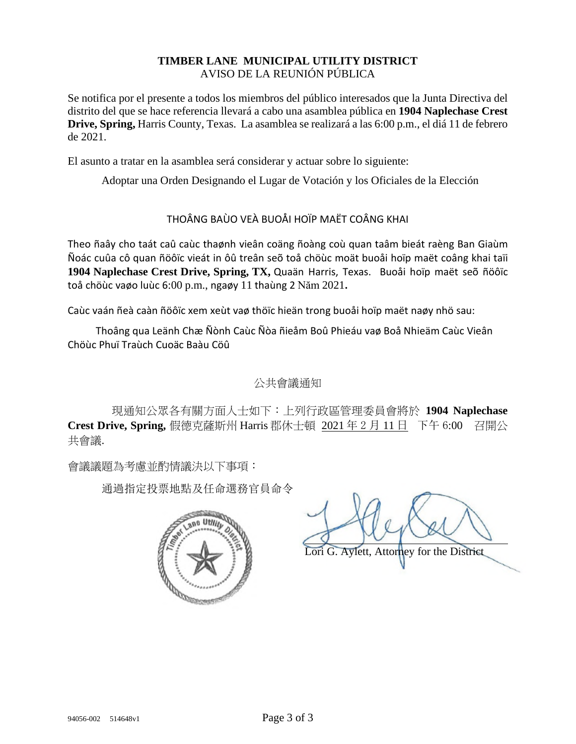**TIMBER LANE MUNICIPAL UTILITY DISTRICT**
AVISO DE LA REUNIÓN PÚBLICA

Se notifica por el presente a todos los miembros del público interesados que la Junta Directiva del distrito del que se hace referencia llevará a cabo una asamblea pública en **1904 Naplechase Crest Drive, Spring,** Harris County, Texas. La asamblea se realizará a las 6:00 p.m., el diá 11 de febrero de 2021.

El asunto a tratar en la asamblea será considerar y actuar sobre lo siguiente:

Adoptar una Orden Designando el Lugar de Votación y los Oficiales de la Elección

THOÂNG BAÙO VEÀ BUOÅI HOÏP MAËT COÂNG KHAI

Theo ñaây cho taát caû caùc thaønh vieân coäng ñoàng coù quan taâm bieát raèng Ban Giaùm Ñoác cuûa cô quan ñöôïc vieát in ôû treân seõ toå chöùc moät buoåi hoïp maët coâng khai taïi **1904 Naplechase Crest Drive, Spring, TX,** Quaän Harris, Texas. Buoåi hoïp maët seõ ñöôïc toå chöùc vaøo luùc 6:00 p.m., ngaøy 11 thaùng 2 Năm 2021**.**

Caùc vaán ñeà caàn ñöôïc xem xeùt vaø thöïc hieän trong buoåi hoïp maët naøy nhö sau:

Thoâng qua Leänh Chæ Ñònh Caùc Ñòa ñieåm Boû Phieáu vaø Boå Nhieäm Caùc Vieân Chöùc Phuï Traùch Cuoäc Baàu Cöû

公共會議通知

現通知公眾各有關方面人士如下：上列行政區管理委員會將於 **1904 Naplechase Crest Drive, Spring,** 假德克薩斯州 Harris 郡休士頓 2021 年 2 月 11 日 下午 6:00 召開公共會議.

會議議題為考慮並酌情議決以下事項：

通過指定投票地點及任命選務官員命令

Lori G. Aylett, Attorney for the District

94056-002 514648v1